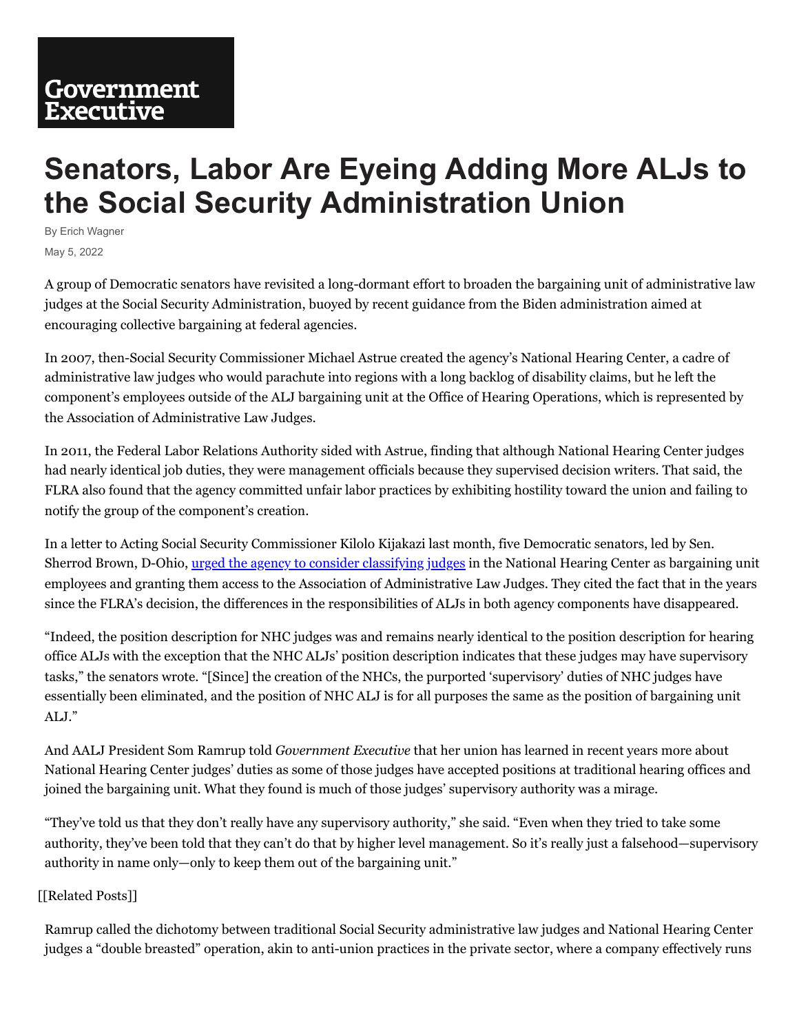Government Executive

# Senators, Labor Are Eyeing Adding More ALJs to the Social Security Administration Union

By Erich Wagner

May 5, 2022

A group of Democratic senators have revisited a long-dormant effort to broaden the bargaining unit of administrative law judges at the Social Security Administration, buoyed by recent guidance from the Biden administration aimed at encouraging collective bargaining at federal agencies.

In 2007, then-Social Security Commissioner Michael Astrue created the agency's National Hearing Center, a cadre of administrative law judges who would parachute into regions with a long backlog of disability claims, but he left the component's employees outside of the ALJ bargaining unit at the Office of Hearing Operations, which is represented by the Association of Administrative Law Judges.

In 2011, the Federal Labor Relations Authority sided with Astrue, finding that although National Hearing Center judges had nearly identical job duties, they were management officials because they supervised decision writers. That said, the FLRA also found that the agency committed unfair labor practices by exhibiting hostility toward the union and failing to notify the group of the component's creation.

In a letter to Acting Social Security Commissioner Kilolo Kijakazi last month, five Democratic senators, led by Sen. Sherrod Brown, D-Ohio, urged the agency to consider classifying judges in the National Hearing Center as bargaining unit employees and granting them access to the Association of Administrative Law Judges. They cited the fact that in the years since the FLRA's decision, the differences in the responsibilities of ALJs in both agency components have disappeared.

"Indeed, the position description for NHC judges was and remains nearly identical to the position description for hearing office ALJs with the exception that the NHC ALJs' position description indicates that these judges may have supervisory tasks," the senators wrote. "[Since] the creation of the NHCs, the purported 'supervisory' duties of NHC judges have essentially been eliminated, and the position of NHC ALJ is for all purposes the same as the position of bargaining unit ALJ."

And AALJ President Som Ramrup told *Government Executive* that her union has learned in recent years more about National Hearing Center judges' duties as some of those judges have accepted positions at traditional hearing offices and joined the bargaining unit. What they found is much of those judges' supervisory authority was a mirage.

"They've told us that they don't really have any supervisory authority," she said. "Even when they tried to take some authority, they've been told that they can't do that by higher level management. So it's really just a falsehood—supervisory authority in name only—only to keep them out of the bargaining unit."

[[Related Posts]]

Ramrup called the dichotomy between traditional Social Security administrative law judges and National Hearing Center judges a "double breasted" operation, akin to anti-union practices in the private sector, where a company effectively runs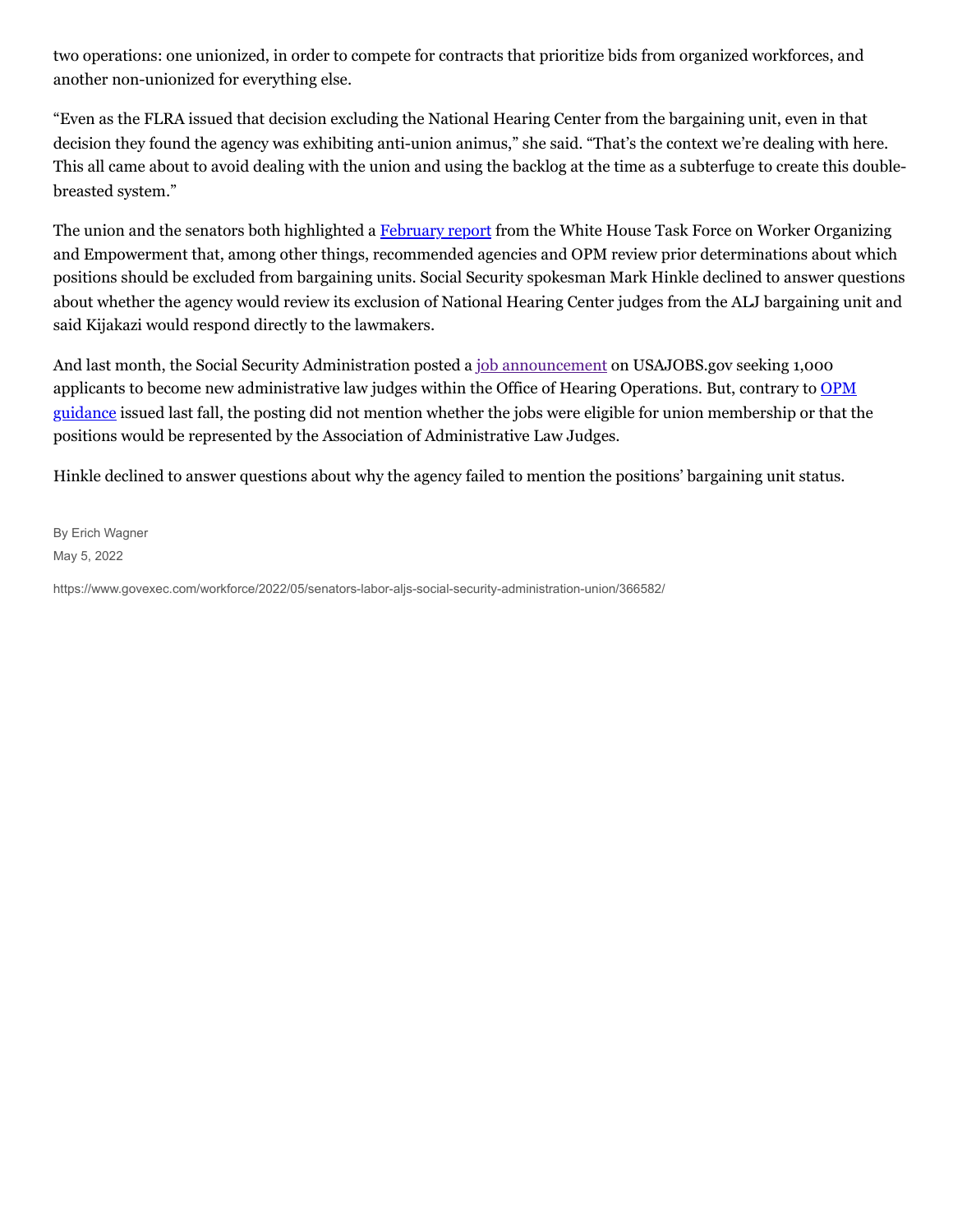two operations: one unionized, in order to compete for contracts that prioritize bids from organized workforces, and another non-unionized for everything else.

"Even as the FLRA issued that decision excluding the National Hearing Center from the bargaining unit, even in that decision they found the agency was exhibiting anti-union animus," she said. "That's the context we're dealing with here. This all came about to avoid dealing with the union and using the backlog at the time as a subterfuge to create this double-breasted system."

The union and the senators both highlighted a [February report](#) from the White House Task Force on Worker Organizing and Empowerment that, among other things, recommended agencies and OPM review prior determinations about which positions should be excluded from bargaining units. Social Security spokesman Mark Hinkle declined to answer questions about whether the agency would review its exclusion of National Hearing Center judges from the ALJ bargaining unit and said Kijakazi would respond directly to the lawmakers.

And last month, the Social Security Administration posted a [job announcement](#) on USAJOBS.gov seeking 1,000 applicants to become new administrative law judges within the Office of Hearing Operations. But, contrary to [OPM guidance](#) issued last fall, the posting did not mention whether the jobs were eligible for union membership or that the positions would be represented by the Association of Administrative Law Judges.

Hinkle declined to answer questions about why the agency failed to mention the positions' bargaining unit status.

By Erich Wagner
May 5, 2022

https://www.govexec.com/workforce/2022/05/senators-labor-aljs-social-security-administration-union/366582/